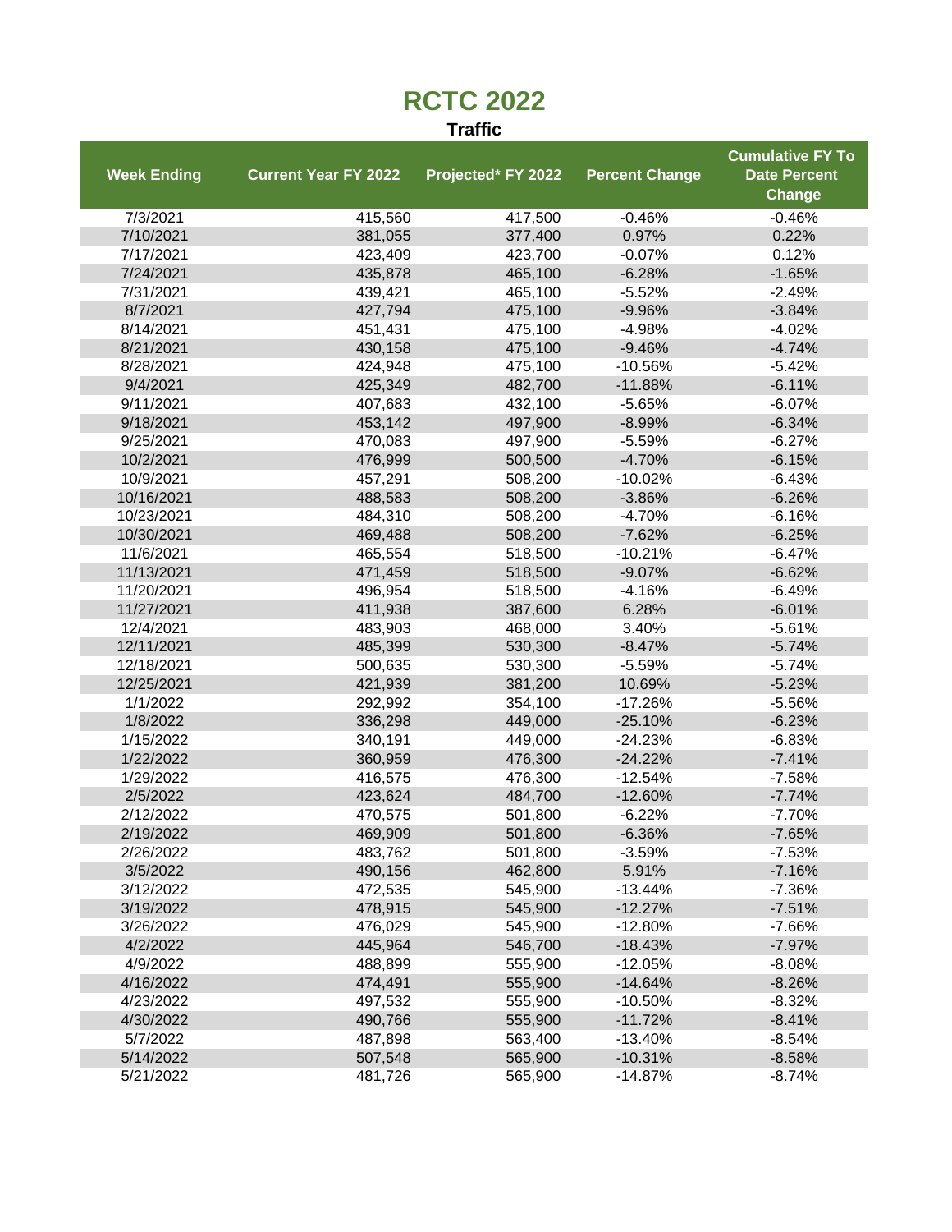# RCTC 2022

## Traffic

| Week Ending | Current Year FY 2022 | Projected* FY 2022 | Percent Change | Cumulative FY To Date Percent Change |
|---|---|---|---|---|
| 7/3/2021 | 415,560 | 417,500 | -0.46% | -0.46% |
| 7/10/2021 | 381,055 | 377,400 | 0.97% | 0.22% |
| 7/17/2021 | 423,409 | 423,700 | -0.07% | 0.12% |
| 7/24/2021 | 435,878 | 465,100 | -6.28% | -1.65% |
| 7/31/2021 | 439,421 | 465,100 | -5.52% | -2.49% |
| 8/7/2021 | 427,794 | 475,100 | -9.96% | -3.84% |
| 8/14/2021 | 451,431 | 475,100 | -4.98% | -4.02% |
| 8/21/2021 | 430,158 | 475,100 | -9.46% | -4.74% |
| 8/28/2021 | 424,948 | 475,100 | -10.56% | -5.42% |
| 9/4/2021 | 425,349 | 482,700 | -11.88% | -6.11% |
| 9/11/2021 | 407,683 | 432,100 | -5.65% | -6.07% |
| 9/18/2021 | 453,142 | 497,900 | -8.99% | -6.34% |
| 9/25/2021 | 470,083 | 497,900 | -5.59% | -6.27% |
| 10/2/2021 | 476,999 | 500,500 | -4.70% | -6.15% |
| 10/9/2021 | 457,291 | 508,200 | -10.02% | -6.43% |
| 10/16/2021 | 488,583 | 508,200 | -3.86% | -6.26% |
| 10/23/2021 | 484,310 | 508,200 | -4.70% | -6.16% |
| 10/30/2021 | 469,488 | 508,200 | -7.62% | -6.25% |
| 11/6/2021 | 465,554 | 518,500 | -10.21% | -6.47% |
| 11/13/2021 | 471,459 | 518,500 | -9.07% | -6.62% |
| 11/20/2021 | 496,954 | 518,500 | -4.16% | -6.49% |
| 11/27/2021 | 411,938 | 387,600 | 6.28% | -6.01% |
| 12/4/2021 | 483,903 | 468,000 | 3.40% | -5.61% |
| 12/11/2021 | 485,399 | 530,300 | -8.47% | -5.74% |
| 12/18/2021 | 500,635 | 530,300 | -5.59% | -5.74% |
| 12/25/2021 | 421,939 | 381,200 | 10.69% | -5.23% |
| 1/1/2022 | 292,992 | 354,100 | -17.26% | -5.56% |
| 1/8/2022 | 336,298 | 449,000 | -25.10% | -6.23% |
| 1/15/2022 | 340,191 | 449,000 | -24.23% | -6.83% |
| 1/22/2022 | 360,959 | 476,300 | -24.22% | -7.41% |
| 1/29/2022 | 416,575 | 476,300 | -12.54% | -7.58% |
| 2/5/2022 | 423,624 | 484,700 | -12.60% | -7.74% |
| 2/12/2022 | 470,575 | 501,800 | -6.22% | -7.70% |
| 2/19/2022 | 469,909 | 501,800 | -6.36% | -7.65% |
| 2/26/2022 | 483,762 | 501,800 | -3.59% | -7.53% |
| 3/5/2022 | 490,156 | 462,800 | 5.91% | -7.16% |
| 3/12/2022 | 472,535 | 545,900 | -13.44% | -7.36% |
| 3/19/2022 | 478,915 | 545,900 | -12.27% | -7.51% |
| 3/26/2022 | 476,029 | 545,900 | -12.80% | -7.66% |
| 4/2/2022 | 445,964 | 546,700 | -18.43% | -7.97% |
| 4/9/2022 | 488,899 | 555,900 | -12.05% | -8.08% |
| 4/16/2022 | 474,491 | 555,900 | -14.64% | -8.26% |
| 4/23/2022 | 497,532 | 555,900 | -10.50% | -8.32% |
| 4/30/2022 | 490,766 | 555,900 | -11.72% | -8.41% |
| 5/7/2022 | 487,898 | 563,400 | -13.40% | -8.54% |
| 5/14/2022 | 507,548 | 565,900 | -10.31% | -8.58% |
| 5/21/2022 | 481,726 | 565,900 | -14.87% | -8.74% |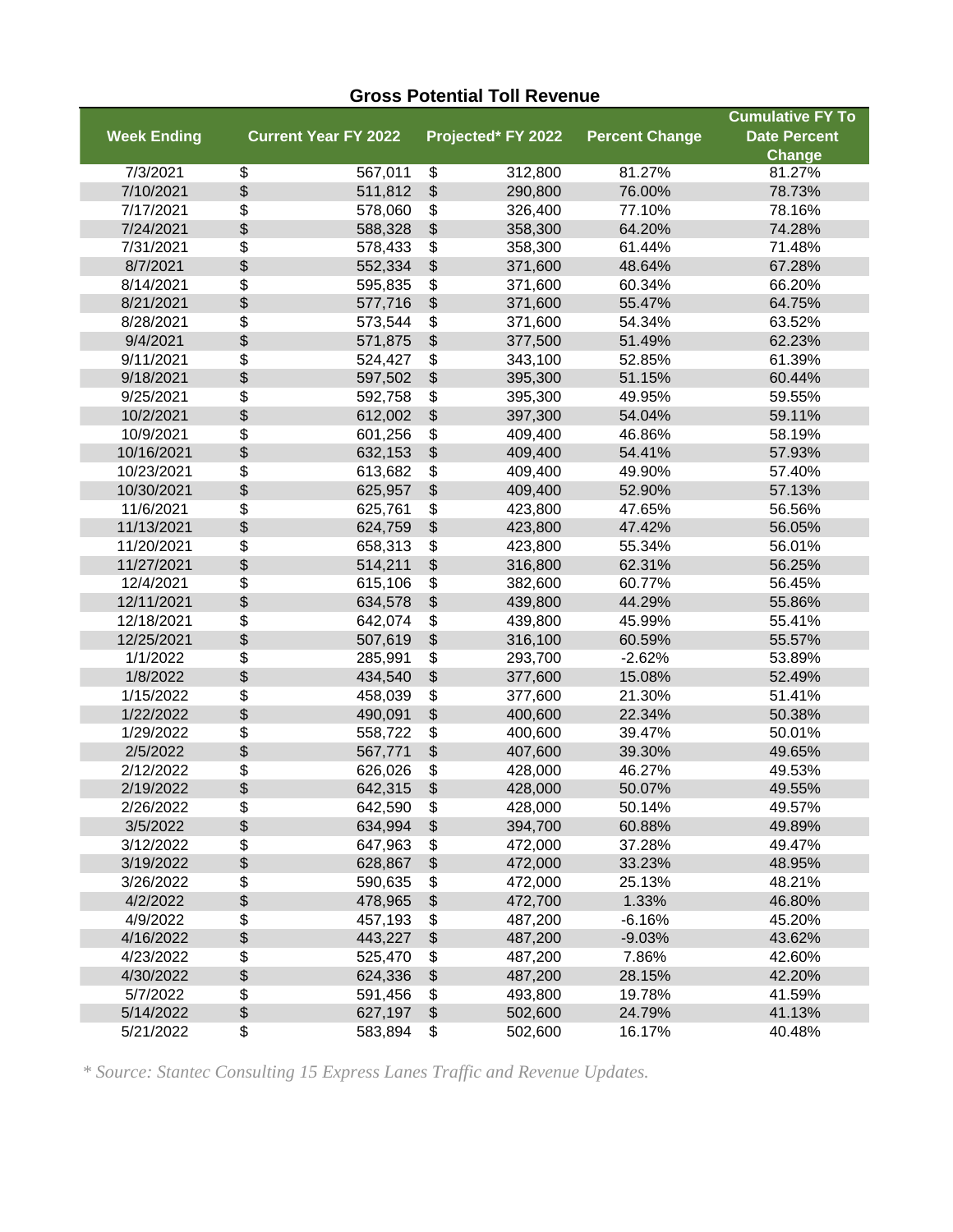## Gross Potential Toll Revenue

| Week Ending | Current Year FY 2022 | Projected* FY 2022 | Percent Change | Cumulative FY To Date Percent Change |
|---|---|---|---|---|
| 7/3/2021 | $ 567,011 | $ 312,800 | 81.27% | 81.27% |
| 7/10/2021 | $ 511,812 | $ 290,800 | 76.00% | 78.73% |
| 7/17/2021 | $ 578,060 | $ 326,400 | 77.10% | 78.16% |
| 7/24/2021 | $ 588,328 | $ 358,300 | 64.20% | 74.28% |
| 7/31/2021 | $ 578,433 | $ 358,300 | 61.44% | 71.48% |
| 8/7/2021 | $ 552,334 | $ 371,600 | 48.64% | 67.28% |
| 8/14/2021 | $ 595,835 | $ 371,600 | 60.34% | 66.20% |
| 8/21/2021 | $ 577,716 | $ 371,600 | 55.47% | 64.75% |
| 8/28/2021 | $ 573,544 | $ 371,600 | 54.34% | 63.52% |
| 9/4/2021 | $ 571,875 | $ 377,500 | 51.49% | 62.23% |
| 9/11/2021 | $ 524,427 | $ 343,100 | 52.85% | 61.39% |
| 9/18/2021 | $ 597,502 | $ 395,300 | 51.15% | 60.44% |
| 9/25/2021 | $ 592,758 | $ 395,300 | 49.95% | 59.55% |
| 10/2/2021 | $ 612,002 | $ 397,300 | 54.04% | 59.11% |
| 10/9/2021 | $ 601,256 | $ 409,400 | 46.86% | 58.19% |
| 10/16/2021 | $ 632,153 | $ 409,400 | 54.41% | 57.93% |
| 10/23/2021 | $ 613,682 | $ 409,400 | 49.90% | 57.40% |
| 10/30/2021 | $ 625,957 | $ 409,400 | 52.90% | 57.13% |
| 11/6/2021 | $ 625,761 | $ 423,800 | 47.65% | 56.56% |
| 11/13/2021 | $ 624,759 | $ 423,800 | 47.42% | 56.05% |
| 11/20/2021 | $ 658,313 | $ 423,800 | 55.34% | 56.01% |
| 11/27/2021 | $ 514,211 | $ 316,800 | 62.31% | 56.25% |
| 12/4/2021 | $ 615,106 | $ 382,600 | 60.77% | 56.45% |
| 12/11/2021 | $ 634,578 | $ 439,800 | 44.29% | 55.86% |
| 12/18/2021 | $ 642,074 | $ 439,800 | 45.99% | 55.41% |
| 12/25/2021 | $ 507,619 | $ 316,100 | 60.59% | 55.57% |
| 1/1/2022 | $ 285,991 | $ 293,700 | -2.62% | 53.89% |
| 1/8/2022 | $ 434,540 | $ 377,600 | 15.08% | 52.49% |
| 1/15/2022 | $ 458,039 | $ 377,600 | 21.30% | 51.41% |
| 1/22/2022 | $ 490,091 | $ 400,600 | 22.34% | 50.38% |
| 1/29/2022 | $ 558,722 | $ 400,600 | 39.47% | 50.01% |
| 2/5/2022 | $ 567,771 | $ 407,600 | 39.30% | 49.65% |
| 2/12/2022 | $ 626,026 | $ 428,000 | 46.27% | 49.53% |
| 2/19/2022 | $ 642,315 | $ 428,000 | 50.07% | 49.55% |
| 2/26/2022 | $ 642,590 | $ 428,000 | 50.14% | 49.57% |
| 3/5/2022 | $ 634,994 | $ 394,700 | 60.88% | 49.89% |
| 3/12/2022 | $ 647,963 | $ 472,000 | 37.28% | 49.47% |
| 3/19/2022 | $ 628,867 | $ 472,000 | 33.23% | 48.95% |
| 3/26/2022 | $ 590,635 | $ 472,000 | 25.13% | 48.21% |
| 4/2/2022 | $ 478,965 | $ 472,700 | 1.33% | 46.80% |
| 4/9/2022 | $ 457,193 | $ 487,200 | -6.16% | 45.20% |
| 4/16/2022 | $ 443,227 | $ 487,200 | -9.03% | 43.62% |
| 4/23/2022 | $ 525,470 | $ 487,200 | 7.86% | 42.60% |
| 4/30/2022 | $ 624,336 | $ 487,200 | 28.15% | 42.20% |
| 5/7/2022 | $ 591,456 | $ 493,800 | 19.78% | 41.59% |
| 5/14/2022 | $ 627,197 | $ 502,600 | 24.79% | 41.13% |
| 5/21/2022 | $ 583,894 | $ 502,600 | 16.17% | 40.48% |

*\* Source: Stantec Consulting 15 Express Lanes Traffic and Revenue Updates.*